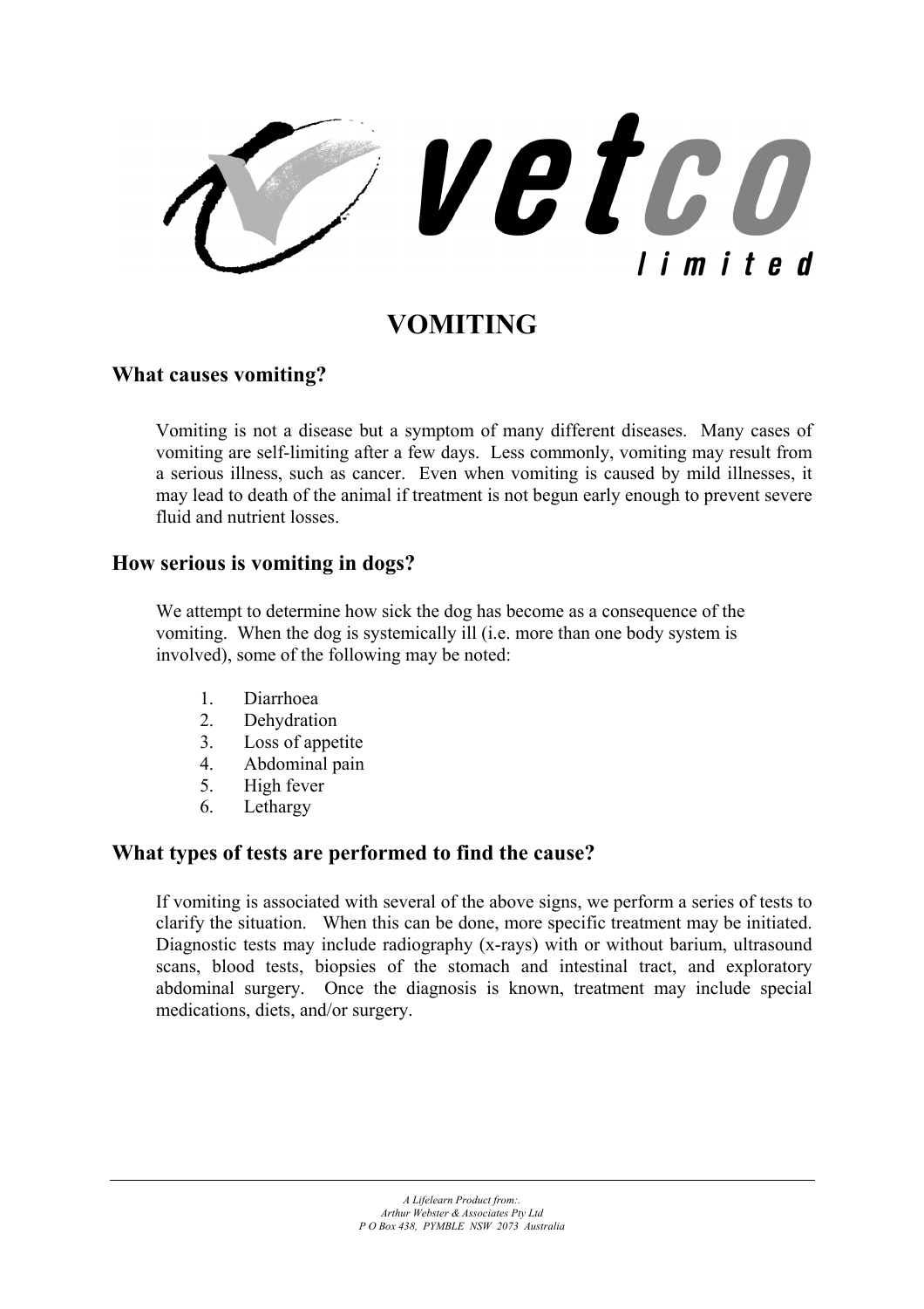# VOMITING

## What causes vomiting?

Vomiting is not a disease but a symptom of many different diseases. Many cases of vomiting are self-limiting after a few days. Less commonly, vomiting may result from a serious illness, such as cancer. Even when vomiting is caused by mild illnesses, it may lead to death of the animal if treatment is not begun early enough to prevent severe fluid and nutrient losses.

## How serious is vomiting in dogs?

We attempt to determine how sick the dog has become as a consequence of the vomiting. When the dog is systemically ill (i.e. more than one body system is involved), some of the following may be noted:

1. Diarrhoea
2. Dehydration
3. Loss of appetite
4. Abdominal pain
5. High fever
6. Lethargy

## What types of tests are performed to find the cause?

If vomiting is associated with several of the above signs, we perform a series of tests to clarify the situation. When this can be done, more specific treatment may be initiated. Diagnostic tests may include radiography (x-rays) with or without barium, ultrasound scans, blood tests, biopsies of the stomach and intestinal tract, and exploratory abdominal surgery. Once the diagnosis is known, treatment may include special medications, diets, and/or surgery.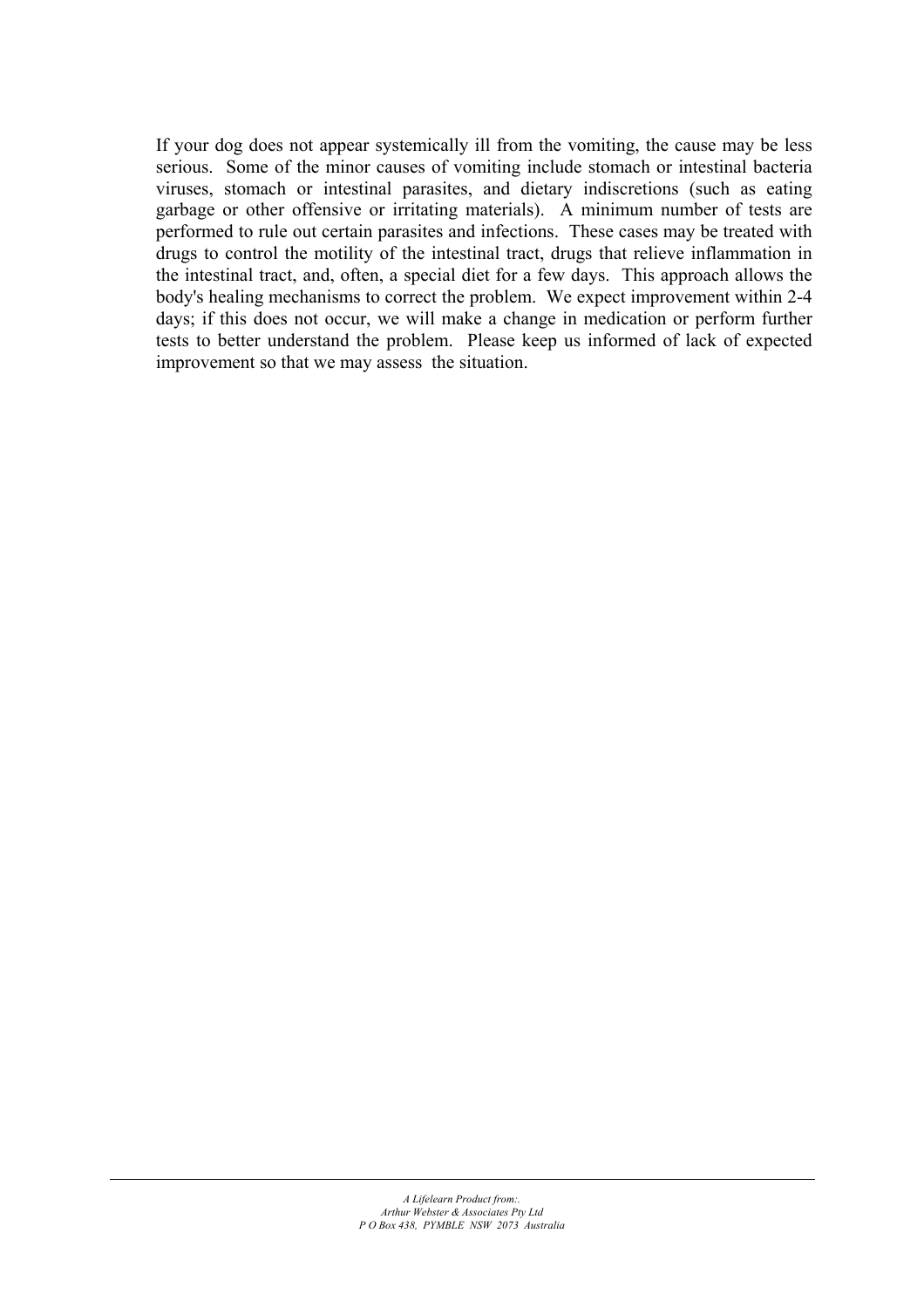If your dog does not appear systemically ill from the vomiting, the cause may be less serious. Some of the minor causes of vomiting include stomach or intestinal bacteria viruses, stomach or intestinal parasites, and dietary indiscretions (such as eating garbage or other offensive or irritating materials). A minimum number of tests are performed to rule out certain parasites and infections. These cases may be treated with drugs to control the motility of the intestinal tract, drugs that relieve inflammation in the intestinal tract, and, often, a special diet for a few days. This approach allows the body's healing mechanisms to correct the problem. We expect improvement within 2-4 days; if this does not occur, we will make a change in medication or perform further tests to better understand the problem. Please keep us informed of lack of expected improvement so that we may assess the situation.